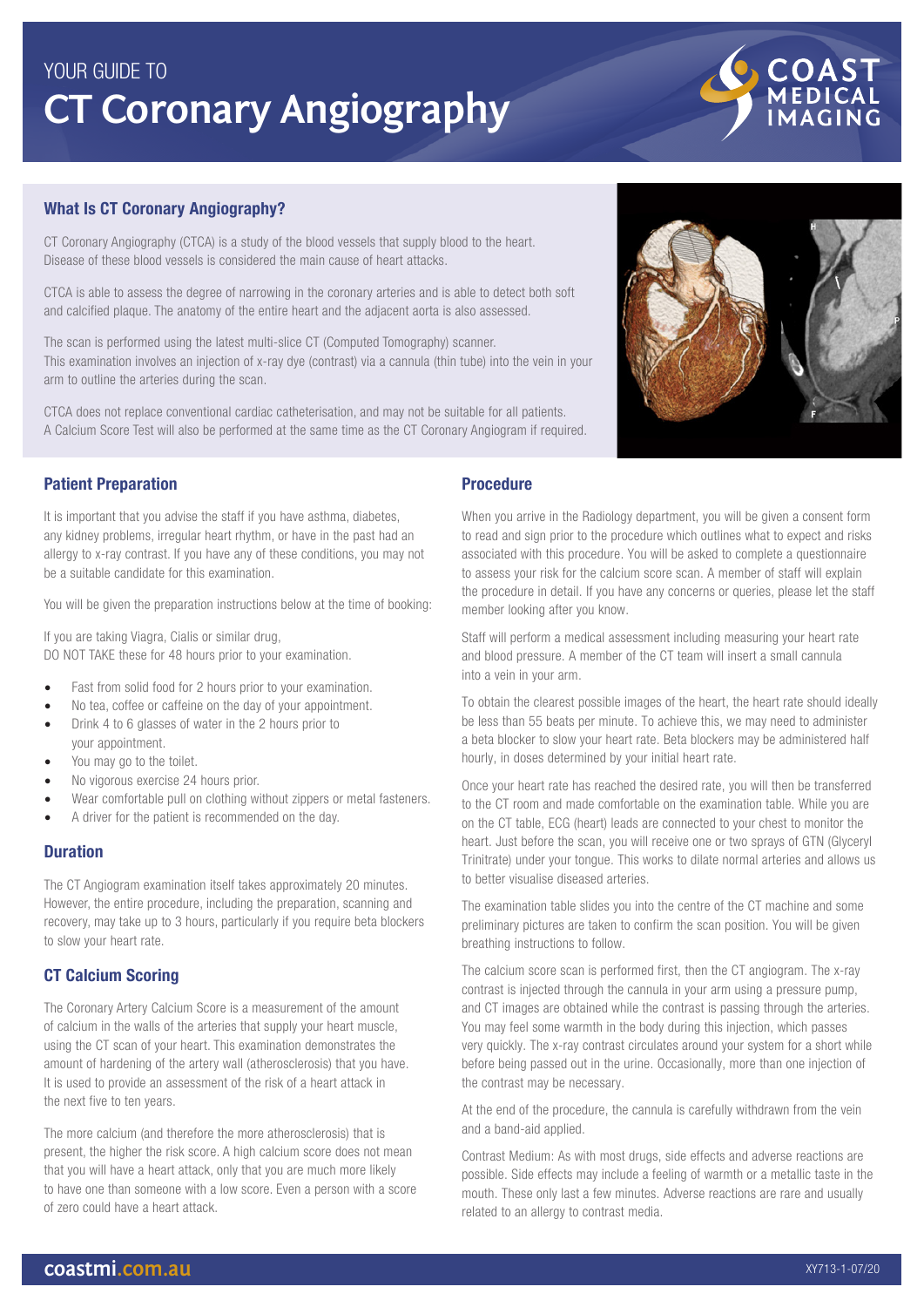# YOUR GUIDE TO CT Coronary Angiography

## What Is CT Coronary Angiography?

CT Coronary Angiography (CTCA) is a study of the blood vessels that supply blood to the heart. Disease of these blood vessels is considered the main cause of heart attacks.

CTCA is able to assess the degree of narrowing in the coronary arteries and is able to detect both soft and calcified plaque. The anatomy of the entire heart and the adjacent aorta is also assessed.

The scan is performed using the latest multi-slice CT (Computed Tomography) scanner. This examination involves an injection of x-ray dye (contrast) via a cannula (thin tube) into the vein in your arm to outline the arteries during the scan.

CTCA does not replace conventional cardiac catheterisation, and may not be suitable for all patients. A Calcium Score Test will also be performed at the same time as the CT Coronary Angiogram if required.

## Patient Preparation

It is important that you advise the staff if you have asthma, diabetes, any kidney problems, irregular heart rhythm, or have in the past had an allergy to x-ray contrast. If you have any of these conditions, you may not be a suitable candidate for this examination.

You will be given the preparation instructions below at the time of booking:

If you are taking Viagra, Cialis or similar drug,
DO NOT TAKE these for 48 hours prior to your examination.

- Fast from solid food for 2 hours prior to your examination.
- No tea, coffee or caffeine on the day of your appointment.
- Drink 4 to 6 glasses of water in the 2 hours prior to your appointment.
- You may go to the toilet.
- No vigorous exercise 24 hours prior.
- Wear comfortable pull on clothing without zippers or metal fasteners.
- A driver for the patient is recommended on the day.

## Duration

The CT Angiogram examination itself takes approximately 20 minutes. However, the entire procedure, including the preparation, scanning and recovery, may take up to 3 hours, particularly if you require beta blockers to slow your heart rate.

## CT Calcium Scoring

The Coronary Artery Calcium Score is a measurement of the amount of calcium in the walls of the arteries that supply your heart muscle, using the CT scan of your heart. This examination demonstrates the amount of hardening of the artery wall (atherosclerosis) that you have. It is used to provide an assessment of the risk of a heart attack in the next five to ten years.

The more calcium (and therefore the more atherosclerosis) that is present, the higher the risk score. A high calcium score does not mean that you will have a heart attack, only that you are much more likely to have one than someone with a low score. Even a person with a score of zero could have a heart attack.

## Procedure

When you arrive in the Radiology department, you will be given a consent form to read and sign prior to the procedure which outlines what to expect and risks associated with this procedure. You will be asked to complete a questionnaire to assess your risk for the calcium score scan. A member of staff will explain the procedure in detail. If you have any concerns or queries, please let the staff member looking after you know.

Staff will perform a medical assessment including measuring your heart rate and blood pressure. A member of the CT team will insert a small cannula into a vein in your arm.

To obtain the clearest possible images of the heart, the heart rate should ideally be less than 55 beats per minute. To achieve this, we may need to administer a beta blocker to slow your heart rate. Beta blockers may be administered half hourly, in doses determined by your initial heart rate.

Once your heart rate has reached the desired rate, you will then be transferred to the CT room and made comfortable on the examination table. While you are on the CT table, ECG (heart) leads are connected to your chest to monitor the heart. Just before the scan, you will receive one or two sprays of GTN (Glyceryl Trinitrate) under your tongue. This works to dilate normal arteries and allows us to better visualise diseased arteries.

The examination table slides you into the centre of the CT machine and some preliminary pictures are taken to confirm the scan position. You will be given breathing instructions to follow.

The calcium score scan is performed first, then the CT angiogram. The x-ray contrast is injected through the cannula in your arm using a pressure pump, and CT images are obtained while the contrast is passing through the arteries. You may feel some warmth in the body during this injection, which passes very quickly. The x-ray contrast circulates around your system for a short while before being passed out in the urine. Occasionally, more than one injection of the contrast may be necessary.

At the end of the procedure, the cannula is carefully withdrawn from the vein and a band-aid applied.

Contrast Medium: As with most drugs, side effects and adverse reactions are possible. Side effects may include a feeling of warmth or a metallic taste in the mouth. These only last a few minutes. Adverse reactions are rare and usually related to an allergy to contrast media.

coastmi.com.au

XY713-1-07/20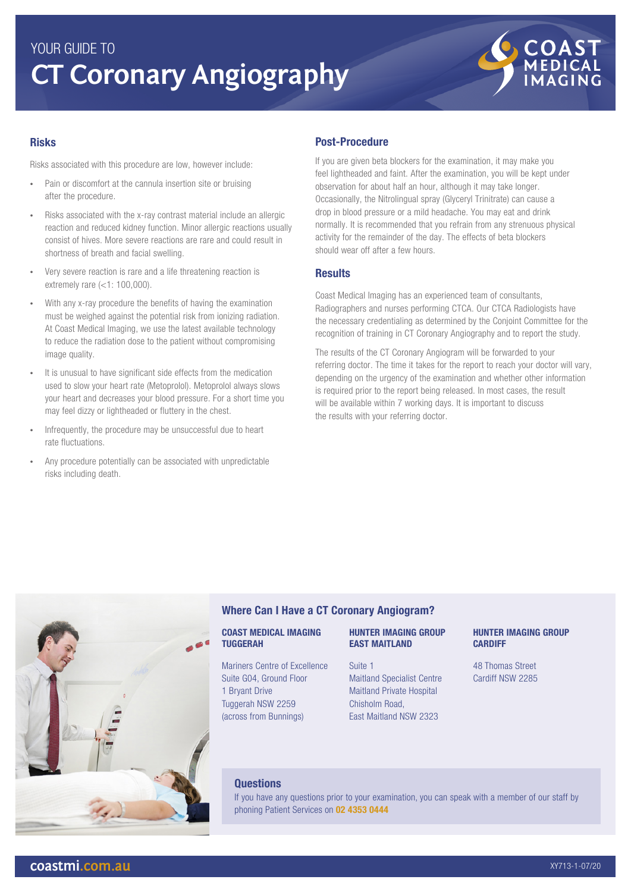YOUR GUIDE TO

# CT Coronary Angiography

## Risks

Risks associated with this procedure are low, however include:

- Pain or discomfort at the cannula insertion site or bruising after the procedure.
- Risks associated with the x-ray contrast material include an allergic reaction and reduced kidney function. Minor allergic reactions usually consist of hives. More severe reactions are rare and could result in shortness of breath and facial swelling.
- Very severe reaction is rare and a life threatening reaction is extremely rare (<1: 100,000).
- With any x-ray procedure the benefits of having the examination must be weighed against the potential risk from ionizing radiation. At Coast Medical Imaging, we use the latest available technology to reduce the radiation dose to the patient without compromising image quality.
- It is unusual to have significant side effects from the medication used to slow your heart rate (Metoprolol). Metoprolol always slows your heart and decreases your blood pressure. For a short time you may feel dizzy or lightheaded or fluttery in the chest.
- Infrequently, the procedure may be unsuccessful due to heart rate fluctuations.
- Any procedure potentially can be associated with unpredictable risks including death.

## Post-Procedure

If you are given beta blockers for the examination, it may make you feel lightheaded and faint. After the examination, you will be kept under observation for about half an hour, although it may take longer. Occasionally, the Nitrolingual spray (Glyceryl Trinitrate) can cause a drop in blood pressure or a mild headache. You may eat and drink normally. It is recommended that you refrain from any strenuous physical activity for the remainder of the day. The effects of beta blockers should wear off after a few hours.

## Results

Coast Medical Imaging has an experienced team of consultants, Radiographers and nurses performing CTCA. Our CTCA Radiologists have the necessary credentialing as determined by the Conjoint Committee for the recognition of training in CT Coronary Angiography and to report the study.

The results of the CT Coronary Angiogram will be forwarded to your referring doctor. The time it takes for the report to reach your doctor will vary, depending on the urgency of the examination and whether other information is required prior to the report being released. In most cases, the result will be available within 7 working days. It is important to discuss the results with your referring doctor.

## Where Can I Have a CT Coronary Angiogram?

**COAST MEDICAL IMAGING TUGGERAH**

Mariners Centre of Excellence
Suite G04, Ground Floor
1 Bryant Drive
Tuggerah NSW 2259
(across from Bunnings)

**HUNTER IMAGING GROUP EAST MAITLAND**

Suite 1
Maitland Specialist Centre
Maitland Private Hospital
Chisholm Road,
East Maitland NSW 2323

**HUNTER IMAGING GROUP CARDIFF**

48 Thomas Street
Cardiff NSW 2285

## Questions

If you have any questions prior to your examination, you can speak with a member of our staff by phoning Patient Services on **02 4353 0444**

coastmi.com.au

XY713-1-07/20